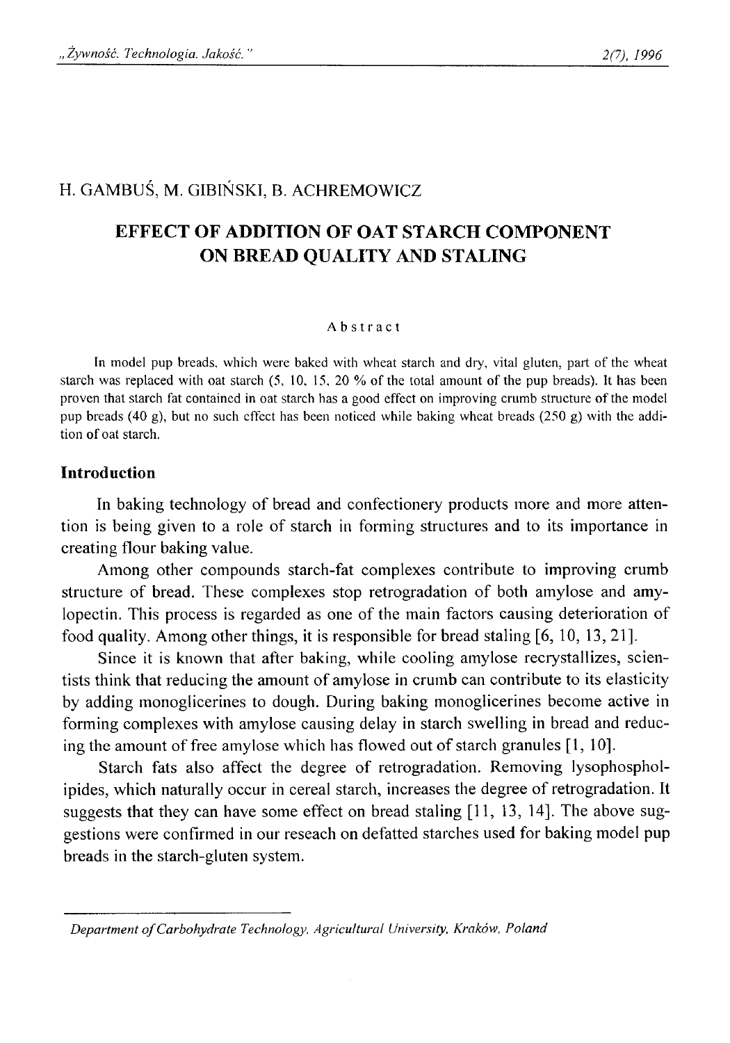H. GAMBUŚ, M. GIBIŃSKI, B. ACHREMOWICZ

# EFFECT OF ADDITION OF OAT STARCH COMPONENT ON BREAD QUALITY AND STALING

### Abstract

In model pup breads, which were baked with wheat starch and dry, vital gluten, part of the wheat starch was replaced with oat starch (5, 10, 15, 20 % of the total amount of the pup breads). It has been proven that starch fat contained in oat starch has a good effect on improving crumb structure of the model pup breads (40 g), but no such effect has been noticed while baking wheat breads (250 g) with the addition of oat starch.

## Introduction

In baking technology of bread and confectionery products more and more attention is being given to a role of starch in forming structures and to its importance in creating flour baking value.

Among other compounds starch-fat complexes contribute to improving crumb structure of bread. These complexes stop retrogradation of both amylose and amylopectin. This process is regarded as one of the main factors causing deterioration of food quality. Among other things, it is responsible for bread staling [6, 10, 13, 21].

Since it is known that after baking, while cooling amylose recrystallizes, scientists think that reducing the amount of amylose in crumb can contribute to its elasticity by adding monoglicerines to dough. During baking monoglicerines become active in forming complexes with amylose causing delay in starch swelling in bread and reducing the amount of free amylose which has flowed out of starch granules [1, 10].

Starch fats also affect the degree of retrogradation. Removing lysophospholipides, which naturally occur in cereal starch, increases the degree of retrogradation. It suggests that they can have some effect on bread staling [11, 13, 14]. The above suggestions were confirmed in our reseach on defatted starches used for baking model pup breads in the starch-gluten system.

*Department of Carbohydrate Technology, Agricultural University, Kraków, Poland*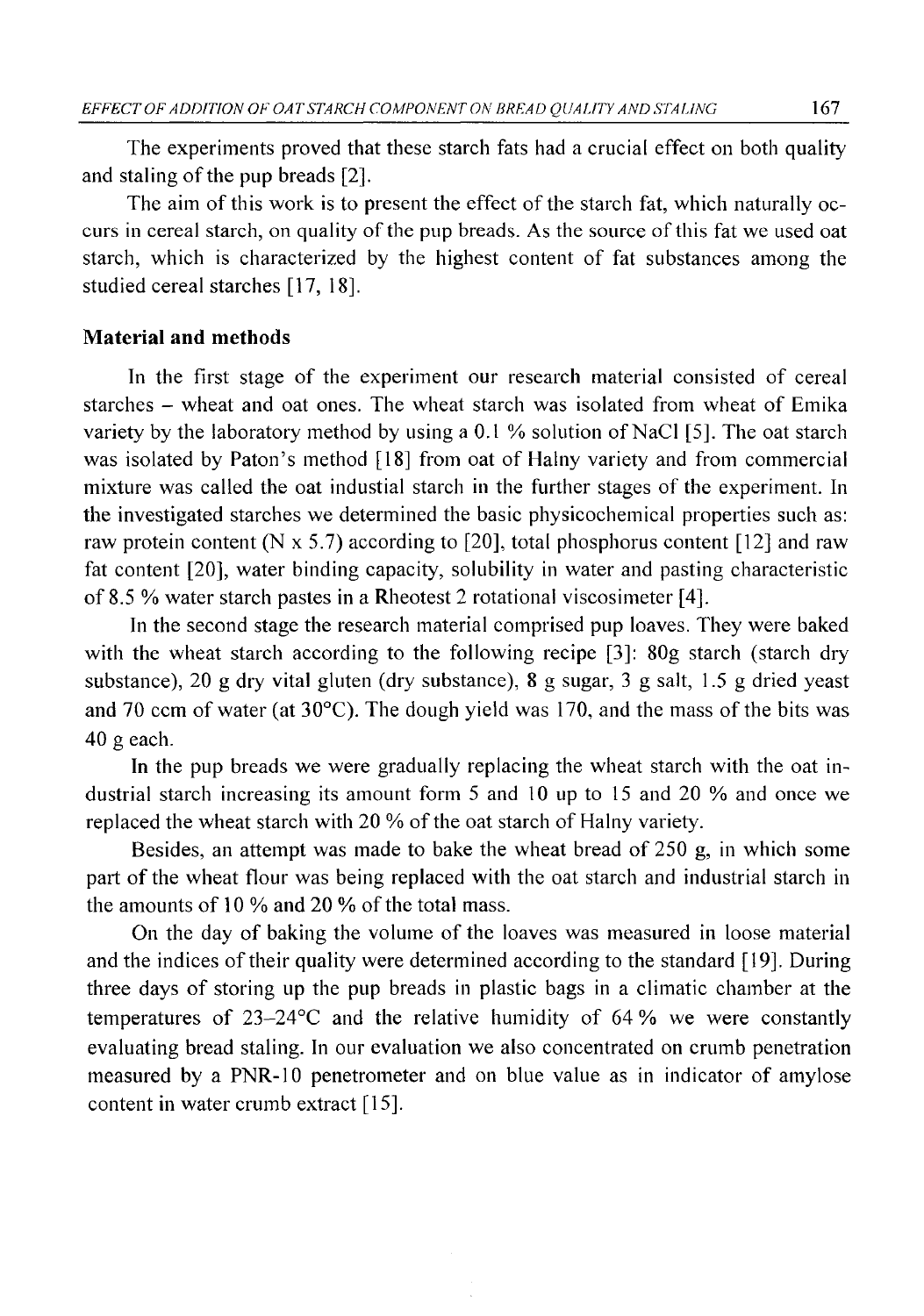The experiments proved that these starch fats had a crucial effect on both quality and staling of the pup breads [2].

The aim of this work is to present the effect of the starch fat, which naturally occurs in cereal starch, on quality of the pup breads. As the source of this fat we used oat starch, which is characterized by the highest content of fat substances among the studied cereal starches [17, 18].

## Material and methods

In the first stage of the experiment our research material consisted of cereal starches – wheat and oat ones. The wheat starch was isolated from wheat of Emika variety by the laboratory method by using a 0.1 % solution of NaCl [5]. The oat starch was isolated by Paton's method [18] from oat of Halny variety and from commercial mixture was called the oat industial starch in the further stages of the experiment. In the investigated starches we determined the basic physicochemical properties such as: raw protein content (N x 5.7) according to [20], total phosphorus content [12] and raw fat content [20], water binding capacity, solubility in water and pasting characteristic of 8.5 % water starch pastes in a Rheotest 2 rotational viscosimeter [4].

In the second stage the research material comprised pup loaves. They were baked with the wheat starch according to the following recipe [3]: 80g starch (starch dry substance), 20 g dry vital gluten (dry substance), 8 g sugar, 3 g salt, 1.5 g dried yeast and 70 ccm of water (at 30°C). The dough yield was 170, and the mass of the bits was 40 g each.

In the pup breads we were gradually replacing the wheat starch with the oat industrial starch increasing its amount form 5 and 10 up to 15 and 20 % and once we replaced the wheat starch with 20 % of the oat starch of Halny variety.

Besides, an attempt was made to bake the wheat bread of 250 g, in which some part of the wheat flour was being replaced with the oat starch and industrial starch in the amounts of 10 % and 20 % of the total mass.

On the day of baking the volume of the loaves was measured in loose material and the indices of their quality were determined according to the standard [19]. During three days of storing up the pup breads in plastic bags in a climatic chamber at the temperatures of 23–24°C and the relative humidity of 64 % we were constantly evaluating bread staling. In our evaluation we also concentrated on crumb penetration measured by a PNR-10 penetrometer and on blue value as in indicator of amylose content in water crumb extract [15].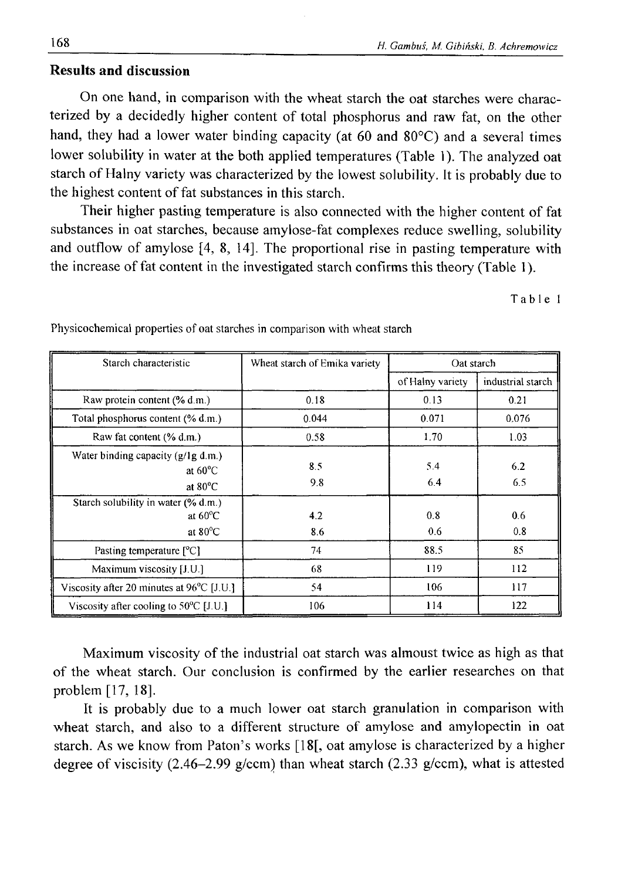## Results and discussion

On one hand, in comparison with the wheat starch the oat starches were characterized by a decidedly higher content of total phosphorus and raw fat, on the other hand, they had a lower water binding capacity (at 60 and 80°C) and a several times lower solubility in water at the both applied temperatures (Table 1). The analyzed oat starch of Halny variety was characterized by the lowest solubility. It is probably due to the highest content of fat substances in this starch.

Their higher pasting temperature is also connected with the higher content of fat substances in oat starches, because amylose-fat complexes reduce swelling, solubility and outflow of amylose [4, 8, 14]. The proportional rise in pasting temperature with the increase of fat content in the investigated starch confirms this theory (Table 1).

Table 1

Physicochemical properties of oat starches in comparison with wheat starch

| Starch characteristic | Wheat starch of Emika variety | Oat starch | |
|---|---|---|---|
| | | of Halny variety | industrial starch |
| Raw protein content (% d.m.) | 0.18 | 0.13 | 0.21 |
| Total phosphorus content (% d.m.) | 0.044 | 0.071 | 0.076 |
| Raw fat content (% d.m.) | 0.58 | 1.70 | 1.03 |
| Water binding capacity (g/1g d.m.) at 60°C | 8.5 | 5.4 | 6.2 |
| at 80°C | 9.8 | 6.4 | 6.5 |
| Starch solubility in water (% d.m.) at 60°C | 4.2 | 0.8 | 0.6 |
| at 80°C | 8.6 | 0.6 | 0.8 |
| Pasting temperature [°C] | 74 | 88.5 | 85 |
| Maximum viscosity [J.U.] | 68 | 119 | 112 |
| Viscosity after 20 minutes at 96°C [J.U.] | 54 | 106 | 117 |
| Viscosity after cooling to 50°C [J.U.] | 106 | 114 | 122 |

Maximum viscosity of the industrial oat starch was almoust twice as high as that of the wheat starch. Our conclusion is confirmed by the earlier researches on that problem [17, 18].

It is probably due to a much lower oat starch granulation in comparison with wheat starch, and also to a different structure of amylose and amylopectin in oat starch. As we know from Paton's works [18[, oat amylose is characterized by a higher degree of viscisity (2.46–2.99 g/ccm) than wheat starch (2.33 g/ccm), what is attested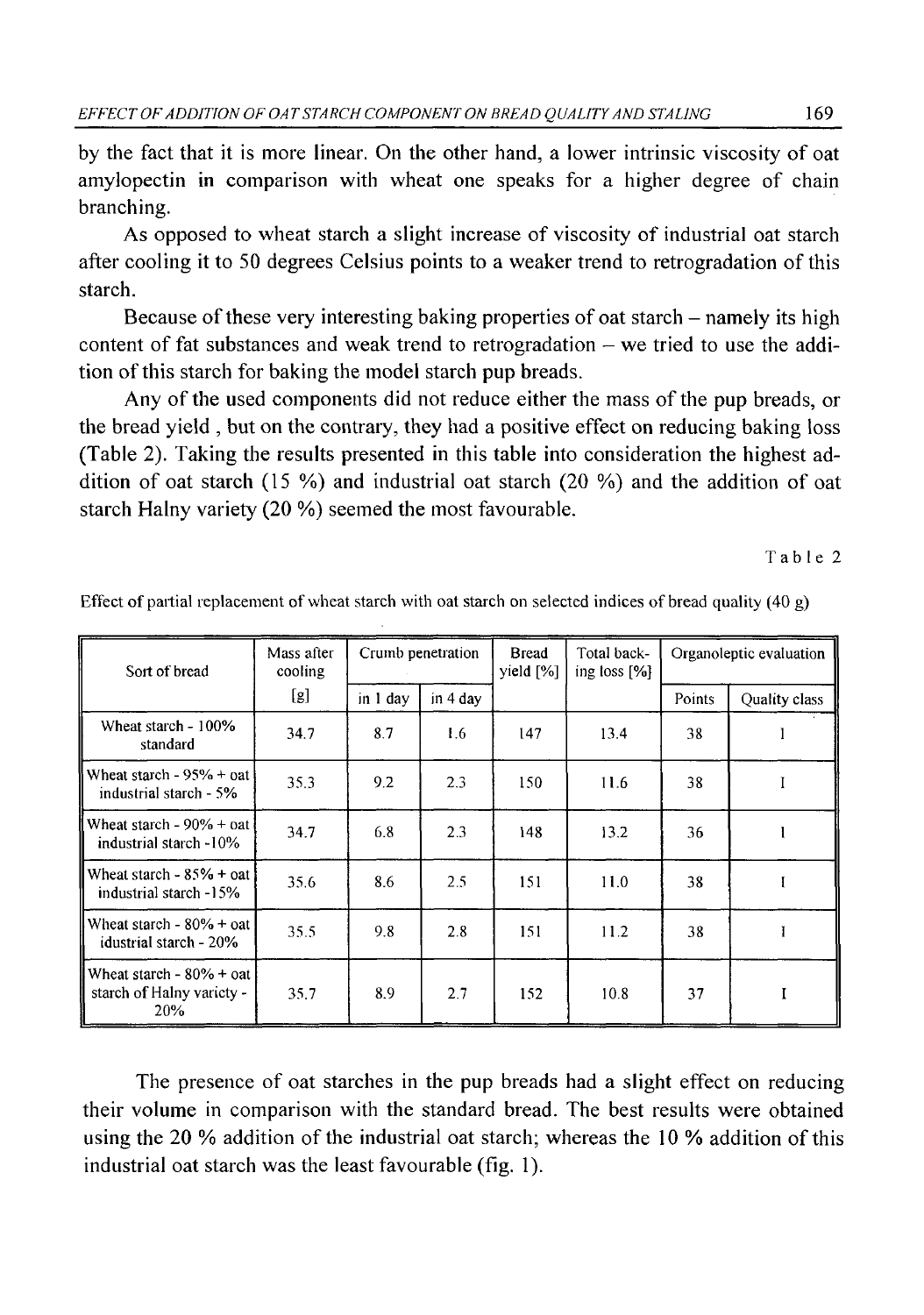by the fact that it is more linear. On the other hand, a lower intrinsic viscosity of oat amylopectin in comparison with wheat one speaks for a higher degree of chain branching.

As opposed to wheat starch a slight increase of viscosity of industrial oat starch after cooling it to 50 degrees Celsius points to a weaker trend to retrogradation of this starch.

Because of these very interesting baking properties of oat starch – namely its high content of fat substances and weak trend to retrogradation – we tried to use the addition of this starch for baking the model starch pup breads.

Any of the used components did not reduce either the mass of the pup breads, or the bread yield , but on the contrary, they had a positive effect on reducing baking loss (Table 2). Taking the results presented in this table into consideration the highest addition of oat starch (15 %) and industrial oat starch (20 %) and the addition of oat starch Halny variety (20 %) seemed the most favourable.

Table 2

Effect of partial replacement of wheat starch with oat starch on selected indices of bread quality (40 g)

| Sort of bread | Mass after cooling [g] | Crumb penetration | | Bread yield [%] | Total backing loss [%] | Organoleptic evaluation | |
|---|---|---|---|---|---|---|---|
| | | in 1 day | in 4 day | | | Points | Quality class |
| Wheat starch - 100% standard | 34.7 | 8.7 | 1.6 | 147 | 13.4 | 38 | I |
| Wheat starch - 95% + oat industrial starch - 5% | 35.3 | 9.2 | 2.3 | 150 | 11.6 | 38 | I |
| Wheat starch - 90% + oat industrial starch -10% | 34.7 | 6.8 | 2.3 | 148 | 13.2 | 36 | I |
| Wheat starch - 85% + oat industrial starch -15% | 35.6 | 8.6 | 2.5 | 151 | 11.0 | 38 | I |
| Wheat starch - 80% + oat idustrial starch - 20% | 35.5 | 9.8 | 2.8 | 151 | 11.2 | 38 | I |
| Wheat starch - 80% + oat starch of Halny variety - 20% | 35.7 | 8.9 | 2.7 | 152 | 10.8 | 37 | I |

The presence of oat starches in the pup breads had a slight effect on reducing their volume in comparison with the standard bread. The best results were obtained using the 20 % addition of the industrial oat starch; whereas the 10 % addition of this industrial oat starch was the least favourable (fig. 1).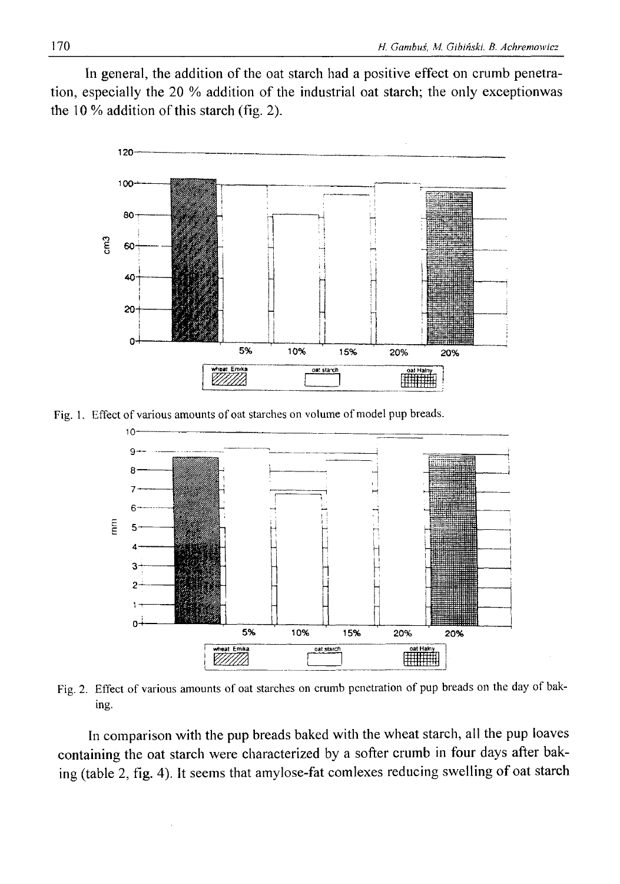In general, the addition of the oat starch had a positive effect on crumb penetration, especially the 20 % addition of the industrial oat starch; the only exceptionwas the 10 % addition of this starch (fig. 2).

Fig. 1. Effect of various amounts of oat starches on volume of model pup breads.

Fig. 2. Effect of various amounts of oat starches on crumb penetration of pup breads on the day of baking.

In comparison with the pup breads baked with the wheat starch, all the pup loaves containing the oat starch were characterized by a softer crumb in four days after baking (table 2, fig. 4). It seems that amylose-fat comlexes reducing swelling of oat starch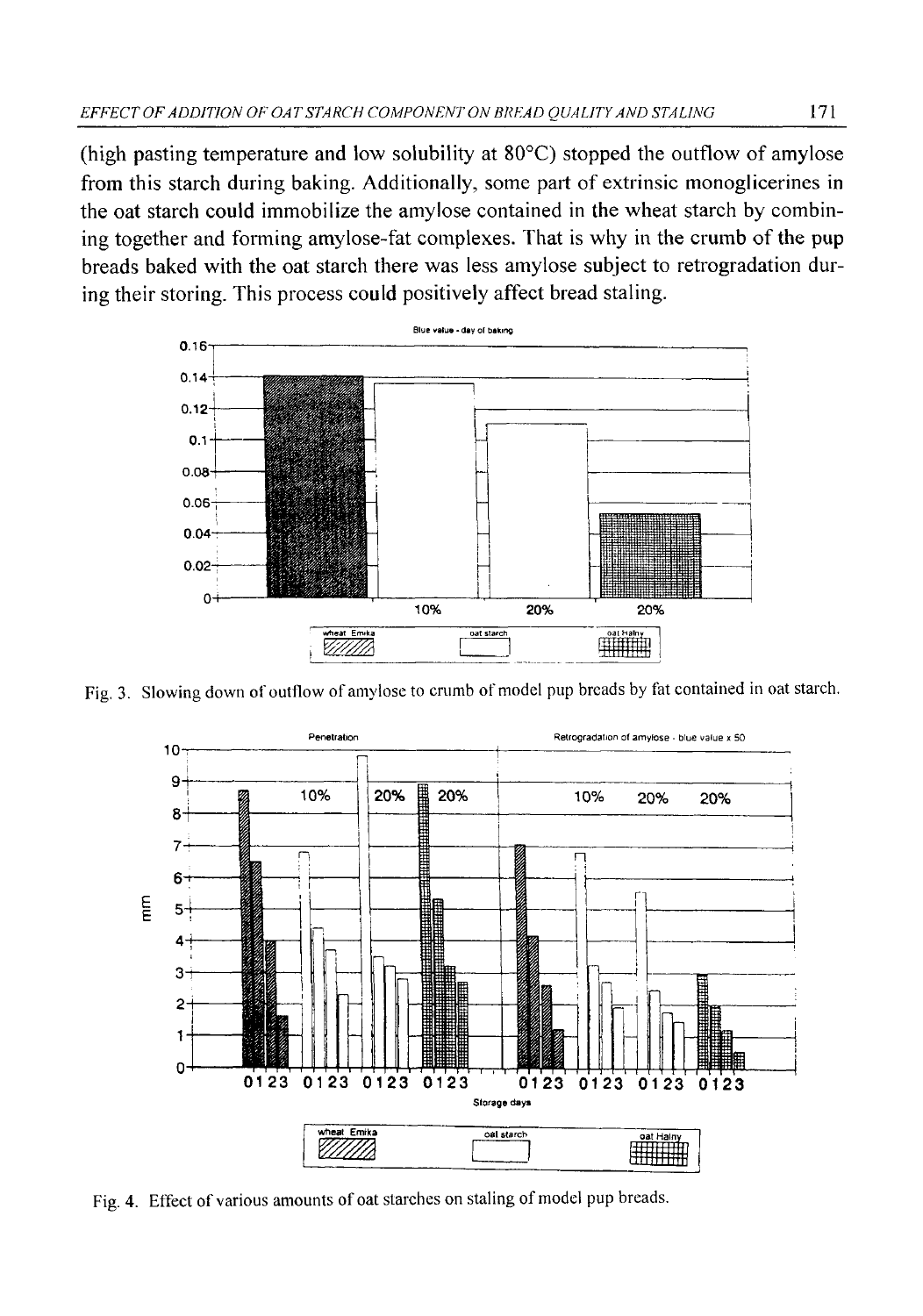(high pasting temperature and low solubility at 80°C) stopped the outflow of amylose from this starch during baking. Additionally, some part of extrinsic monoglicerines in the oat starch could immobilize the amylose contained in the wheat starch by combining together and forming amylose-fat complexes. That is why in the crumb of the pup breads baked with the oat starch there was less amylose subject to retrogradation during their storing. This process could positively affect bread staling.

Fig. 3. Slowing down of outflow of amylose to crumb of model pup breads by fat contained in oat starch.

Fig. 4. Effect of various amounts of oat starches on staling of model pup breads.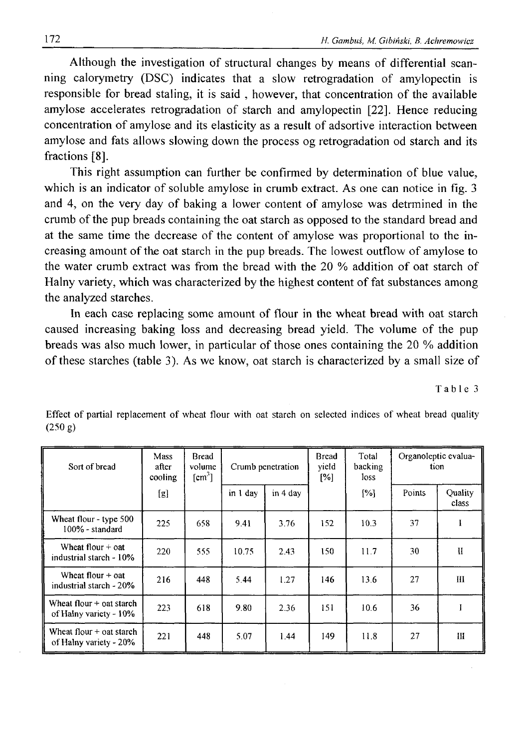Although the investigation of structural changes by means of differential scanning calorymetry (DSC) indicates that a slow retrogradation of amylopectin is responsible for bread staling, it is said , however, that concentration of the available amylose accelerates retrogradation of starch and amylopectin [22]. Hence reducing concentration of amylose and its elasticity as a result of adsortive interaction between amylose and fats allows slowing down the process og retrogradation od starch and its fractions [8].

This right assumption can further be confirmed by determination of blue value, which is an indicator of soluble amylose in crumb extract. As one can notice in fig. 3 and 4, on the very day of baking a lower content of amylose was detrmined in the crumb of the pup breads containing the oat starch as opposed to the standard bread and at the same time the decrease of the content of amylose was proportional to the increasing amount of the oat starch in the pup breads. The lowest outflow of amylose to the water crumb extract was from the bread with the 20 % addition of oat starch of Halny variety, which was characterized by the highest content of fat substances among the analyzed starches.

In each case replacing some amount of flour in the wheat bread with oat starch caused increasing baking loss and decreasing bread yield. The volume of the pup breads was also much lower, in particular of those ones containing the 20 % addition of these starches (table 3). As we know, oat starch is characterized by a small size of

Table 3

Effect of partial replacement of wheat flour with oat starch on selected indices of wheat bread quality (250 g)

| Sort of bread | Mass after cooling [g] | Bread volume [cm$^3$] | Crumb penetration | | Bread yield [%] | Total backing loss [%] | Organoleptic evaluation | |
|---|---|---|---|---|---|---|---|---|
| | | | in 1 day | in 4 day | | | Points | Quality class |
| Wheat flour - type 500 100% - standard | 225 | 658 | 9.41 | 3.76 | 152 | 10.3 | 37 | I |
| Wheat flour + oat industrial starch - 10% | 220 | 555 | 10.75 | 2.43 | 150 | 11.7 | 30 | II |
| Wheat flour + oat industrial starch - 20% | 216 | 448 | 5.44 | 1.27 | 146 | 13.6 | 27 | III |
| Wheat flour + oat starch of Halny variety - 10% | 223 | 618 | 9.80 | 2.36 | 151 | 10.6 | 36 | I |
| Wheat flour + oat starch of Halny variety - 20% | 221 | 448 | 5.07 | 1.44 | 149 | 11.8 | 27 | III |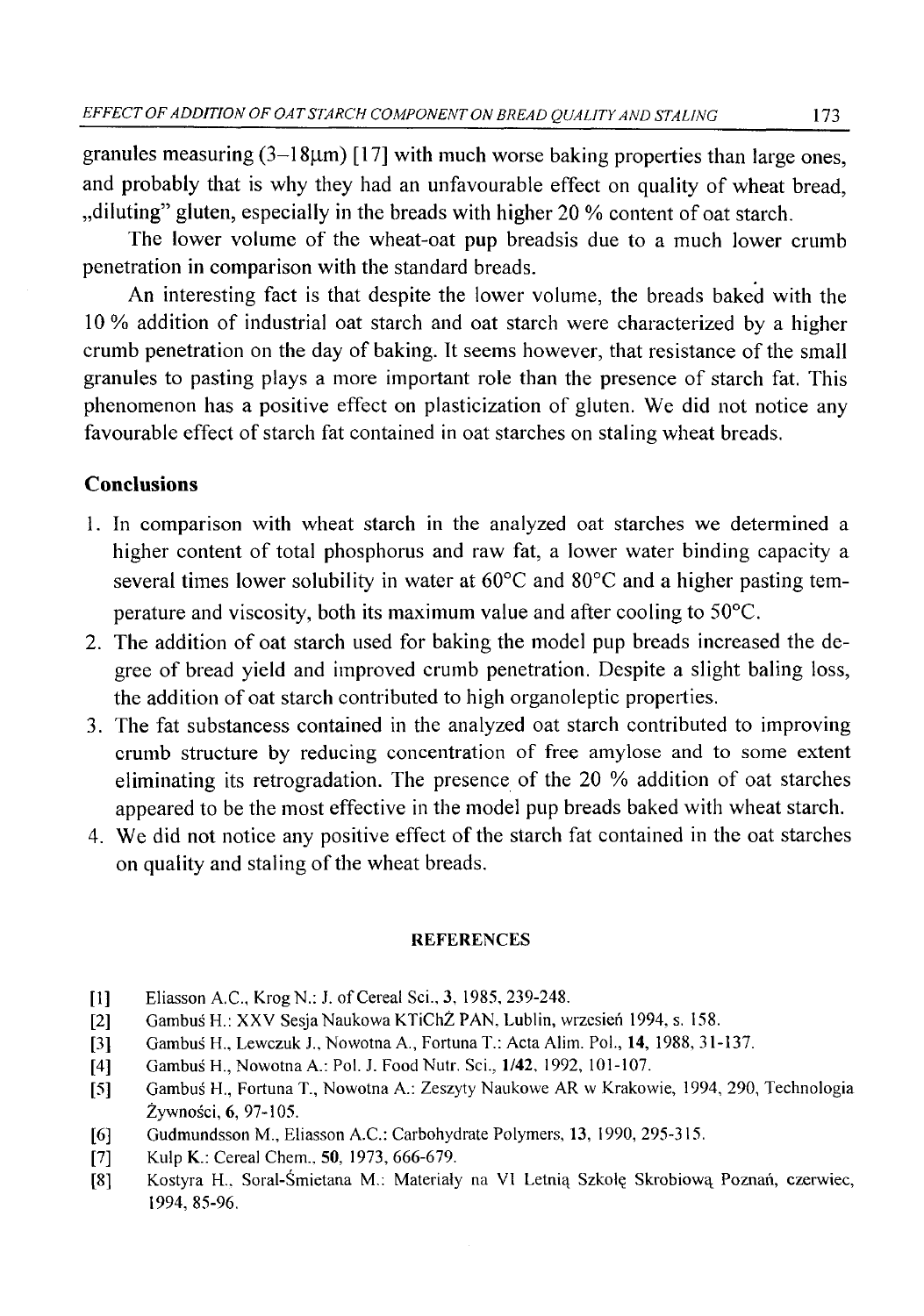granules measuring (3–18μm) [17] with much worse baking properties than large ones, and probably that is why they had an unfavourable effect on quality of wheat bread, „diluting" gluten, especially in the breads with higher 20 % content of oat starch.

The lower volume of the wheat-oat pup breadsis due to a much lower crumb penetration in comparison with the standard breads.

An interesting fact is that despite the lower volume, the breads baked with the 10 % addition of industrial oat starch and oat starch were characterized by a higher crumb penetration on the day of baking. It seems however, that resistance of the small granules to pasting plays a more important role than the presence of starch fat. This phenomenon has a positive effect on plasticization of gluten. We did not notice any favourable effect of starch fat contained in oat starches on staling wheat breads.

## Conclusions

1. In comparison with wheat starch in the analyzed oat starches we determined a higher content of total phosphorus and raw fat, a lower water binding capacity a several times lower solubility in water at 60°C and 80°C and a higher pasting temperature and viscosity, both its maximum value and after cooling to 50°C.
2. The addition of oat starch used for baking the model pup breads increased the degree of bread yield and improved crumb penetration. Despite a slight baling loss, the addition of oat starch contributed to high organoleptic properties.
3. The fat substancess contained in the analyzed oat starch contributed to improving crumb structure by reducing concentration of free amylose and to some extent eliminating its retrogradation. The presence of the 20 % addition of oat starches appeared to be the most effective in the model pup breads baked with wheat starch.
4. We did not notice any positive effect of the starch fat contained in the oat starches on quality and staling of the wheat breads.

## REFERENCES

[1] Eliasson A.C., Krog N.: J. of Cereal Sci., **3**, 1985, 239-248.

[2] Gambuś H.: XXV Sesja Naukowa KTiChŻ PAN, Lublin, wrzesień 1994, s. 158.

[3] Gambuś H., Lewczuk J., Nowotna A., Fortuna T.: Acta Alim. Pol., **14**, 1988, 31-137.

[4] Gambuś H., Nowotna A.: Pol. J. Food Nutr. Sci., **1/42**, 1992, 101-107.

[5] Gambuś H., Fortuna T., Nowotna A.: Zeszyty Naukowe AR w Krakowie, 1994, 290, Technologia Żywności, **6**, 97-105.

[6] Gudmundsson M., Eliasson A.C.: Carbohydrate Polymers, **13**, 1990, 295-315.

[7] Kulp K.: Cereal Chem., **50**, 1973, 666-679.

[8] Kostyra H., Soral-Śmietana M.: Materiały na VI Letnią Szkołę Skrobiową Poznań, czerwiec, 1994, 85-96.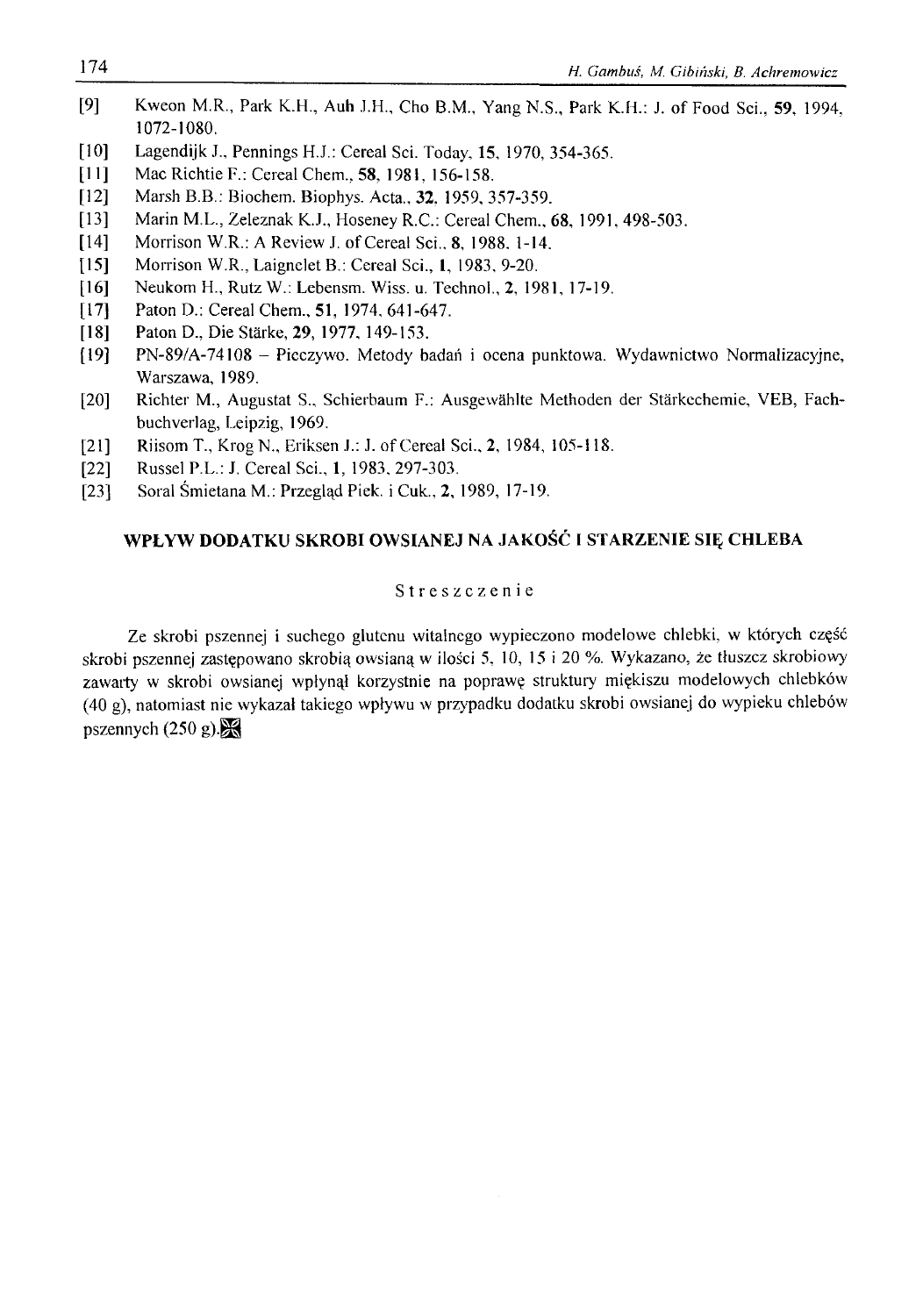[9] Kweon M.R., Park K.H., Auh J.H., Cho B.M., Yang N.S., Park K.H.: J. of Food Sci., **59**, 1994, 1072-1080.

[10] Lagendijk J., Pennings H.J.: Cereal Sci. Today, **15**, 1970, 354-365.

[11] Mac Richtie F.: Cereal Chem., **58**, 1981, 156-158.

[12] Marsh B.B.: Biochem. Biophys. Acta., **32**, 1959, 357-359.

[13] Marin M.L., Zeleznak K.J., Hoseney R.C.: Cereal Chem., **68**, 1991, 498-503.

[14] Morrison W.R.: A Review J. of Cereal Sci., **8**, 1988, 1-14.

[15] Morrison W.R., Laignelet B.: Cereal Sci., **1**, 1983, 9-20.

[16] Neukom H., Rutz W.: Lebensm. Wiss. u. Technol., **2**, 1981, 17-19.

[17] Paton D.: Cereal Chem., **51**, 1974, 641-647.

[18] Paton D., Die Stärke, **29**, 1977, 149-153.

[19] PN-89/A-74108 – Pieczywo. Metody badań i ocena punktowa. Wydawnictwo Normalizacyjne, Warszawa, 1989.

[20] Richter M., Augustat S., Schierbaum F.: Ausgewählte Methoden der Stärkechemie, VEB, Fachbuchverlag, Leipzig, 1969.

[21] Riisom T., Krog N., Eriksen J.: J. of Cereal Sci., **2**, 1984, 105-118.

[22] Russel P.L.: J. Cereal Sci., **1**, 1983, 297-303.

[23] Soral Śmietana M.: Przegląd Piek. i Cuk., **2**, 1989, 17-19.

## WPŁYW DODATKU SKROBI OWSIANEJ NA JAKOŚĆ I STARZENIE SIĘ CHLEBA

### Streszczenie

Ze skrobi pszennej i suchego glutenu witalnego wypieczono modelowe chlebki, w których część skrobi pszennej zastępowano skrobią owsianą w ilości 5, 10, 15 i 20 %. Wykazano, że tłuszcz skrobiowy zawarty w skrobi owsianej wpłynął korzystnie na poprawę struktury miękiszu modelowych chlebków (40 g), natomiast nie wykazał takiego wpływu w przypadku dodatku skrobi owsianej do wypieku chlebów pszennych (250 g).